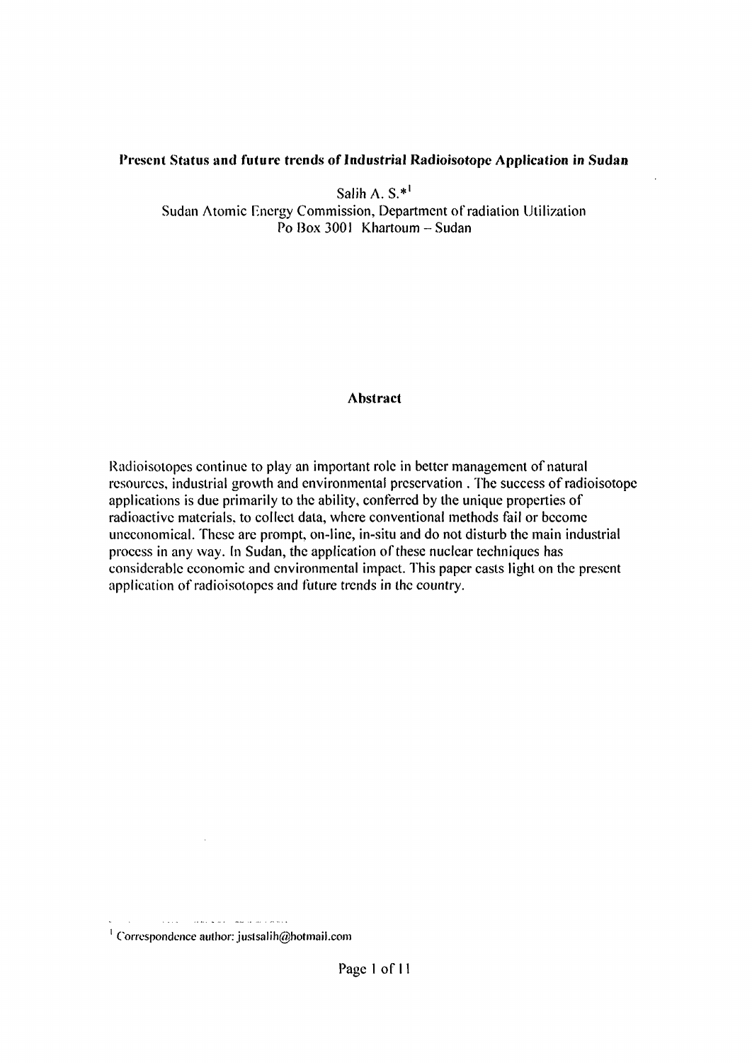# Present Status and future trends of Industrial Radioisotope Application in Sudan

Salih A. S.*[1]

Sudan Atomic Energy Commission, Department of radiation Utilization
Po Box 3001 Khartoum – Sudan

## Abstract

Radioisotopes continue to play an important role in better management of natural resources, industrial growth and environmental preservation . The success of radioisotope applications is due primarily to the ability, conferred by the unique properties of radioactive materials, to collect data, where conventional methods fail or become uneconomical. These are prompt, on-line, in-situ and do not disturb the main industrial process in any way. In Sudan, the application of these nuclear techniques has considerable economic and environmental impact. This paper casts light on the present application of radioisotopes and future trends in the country.

[1] Correspondence author: justsalih@hotmail.com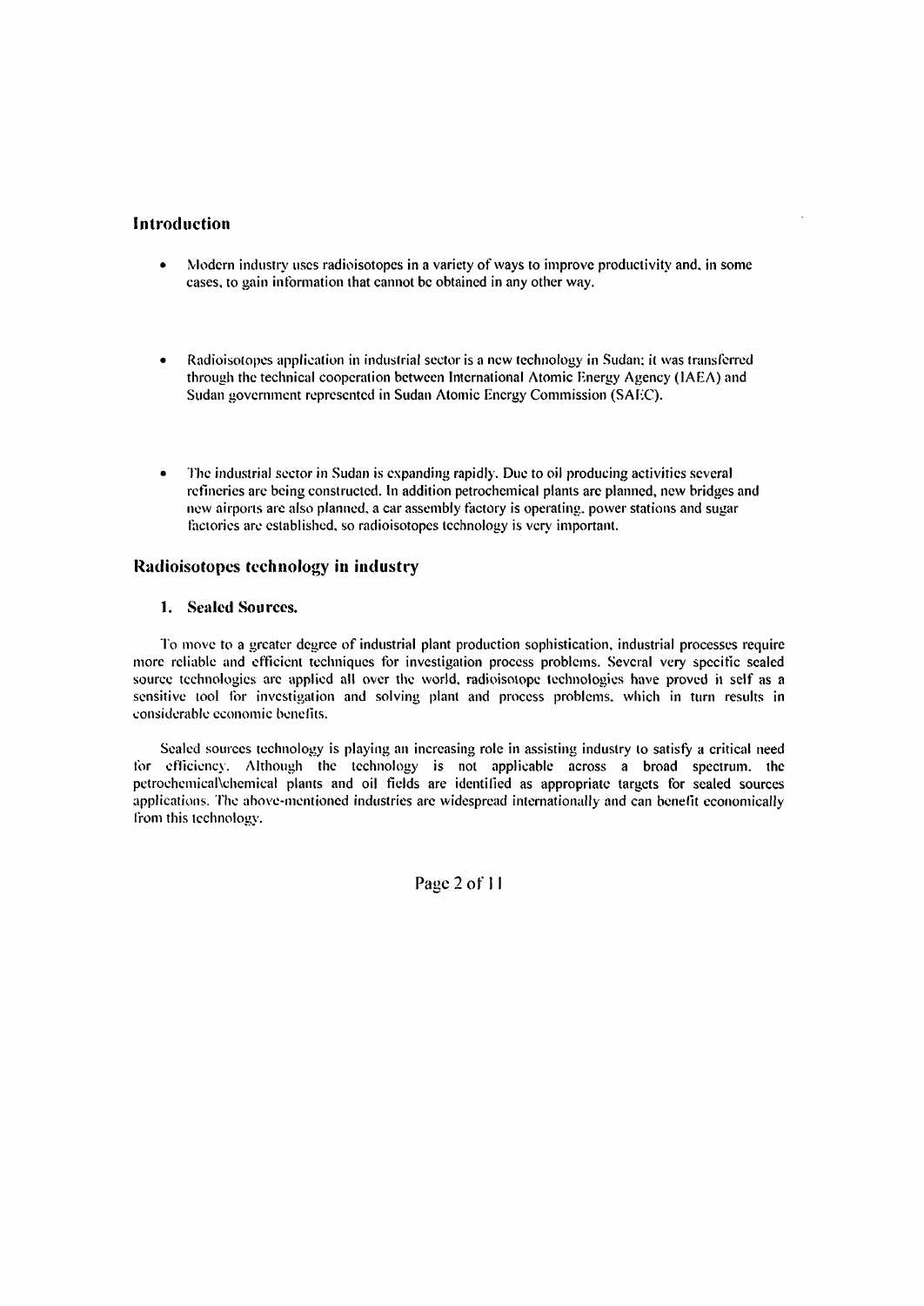## Introduction

- Modern industry uses radioisotopes in a variety of ways to improve productivity and, in some cases, to gain information that cannot be obtained in any other way.

- Radioisotopes application in industrial sector is a new technology in Sudan; it was transferred through the technical cooperation between International Atomic Energy Agency (IAEA) and Sudan government represented in Sudan Atomic Energy Commission (SAEC).

- The industrial sector in Sudan is expanding rapidly. Due to oil producing activities several refineries are being constructed. In addition petrochemical plants are planned, new bridges and new airports are also planned, a car assembly factory is operating, power stations and sugar factories are established, so radioisotopes technology is very important.

## Radioisotopes technology in industry

### 1. Sealed Sources.

To move to a greater degree of industrial plant production sophistication, industrial processes require more reliable and efficient techniques for investigation process problems. Several very specific sealed source technologies are applied all over the world, radioisotope technologies have proved it self as a sensitive tool for investigation and solving plant and process problems, which in turn results in considerable economic benefits.

Sealed sources technology is playing an increasing role in assisting industry to satisfy a critical need for efficiency. Although the technology is not applicable across a broad spectrum, the petrochemical\chemical plants and oil fields are identified as appropriate targets for sealed sources applications. The above-mentioned industries are widespread internationally and can benefit economically from this technology.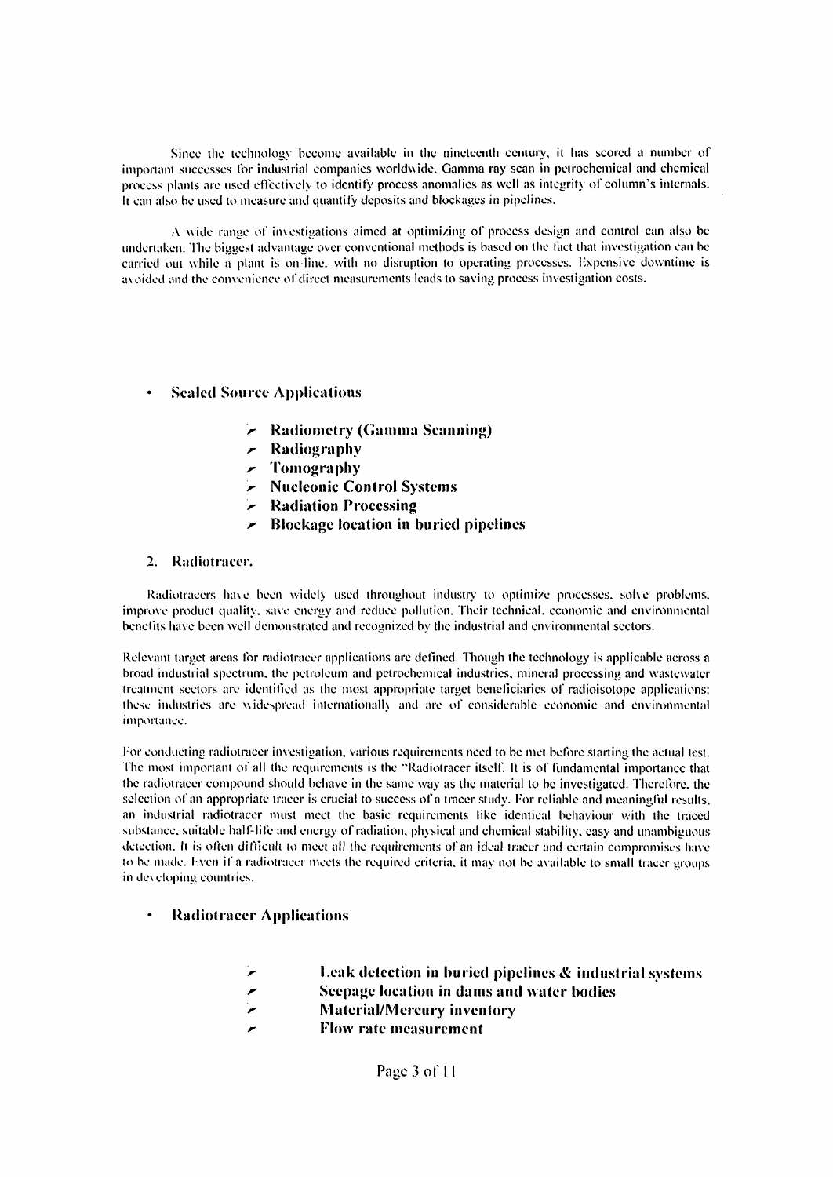Since the technology become available in the nineteenth century, it has scored a number of important successes for industrial companies worldwide. Gamma ray scan in petrochemical and chemical process plants are used effectively to identify process anomalies as well as integrity of column's internals. It can also be used to measure and quantify deposits and blockages in pipelines.

A wide range of investigations aimed at optimizing of process design and control can also be undertaken. The biggest advantage over conventional methods is based on the fact that investigation can be carried out while a plant is on-line, with no disruption to operating processes. Expensive downtime is avoided and the convenience of direct measurements leads to saving process investigation costs.

- **Sealed Source Applications**

  - **Radiometry (Gamma Scanning)**
  - **Radiography**
  - **Tomography**
  - **Nucleonic Control Systems**
  - **Radiation Processing**
  - **Blockage location in buried pipelines**

## 2. Radiotracer.

Radiotracers have been widely used throughout industry to optimize processes, solve problems, improve product quality, save energy and reduce pollution. Their technical, economic and environmental benefits have been well demonstrated and recognized by the industrial and environmental sectors.

Relevant target areas for radiotracer applications are defined. Though the technology is applicable across a broad industrial spectrum, the petroleum and petrochemical industries, mineral processing and wastewater treatment sectors are identified as the most appropriate target beneficiaries of radioisotope applications: these industries are widespread internationally and are of considerable economic and environmental importance.

For conducting radiotracer investigation, various requirements need to be met before starting the actual test. The most important of all the requirements is the "Radiotracer itself. It is of fundamental importance that the radiotracer compound should behave in the same way as the material to be investigated. Therefore, the selection of an appropriate tracer is crucial to success of a tracer study. For reliable and meaningful results, an industrial radiotracer must meet the basic requirements like identical behaviour with the traced substance, suitable half-life and energy of radiation, physical and chemical stability, easy and unambiguous detection. It is often difficult to meet all the requirements of an ideal tracer and certain compromises have to be made. Even if a radiotracer meets the required criteria, it may not be available to small tracer groups in developing countries.

- **Radiotracer Applications**

  - **Leak detection in buried pipelines & industrial systems**
  - **Seepage location in dams and water bodies**
  - **Material/Mercury inventory**
  - **Flow rate measurement**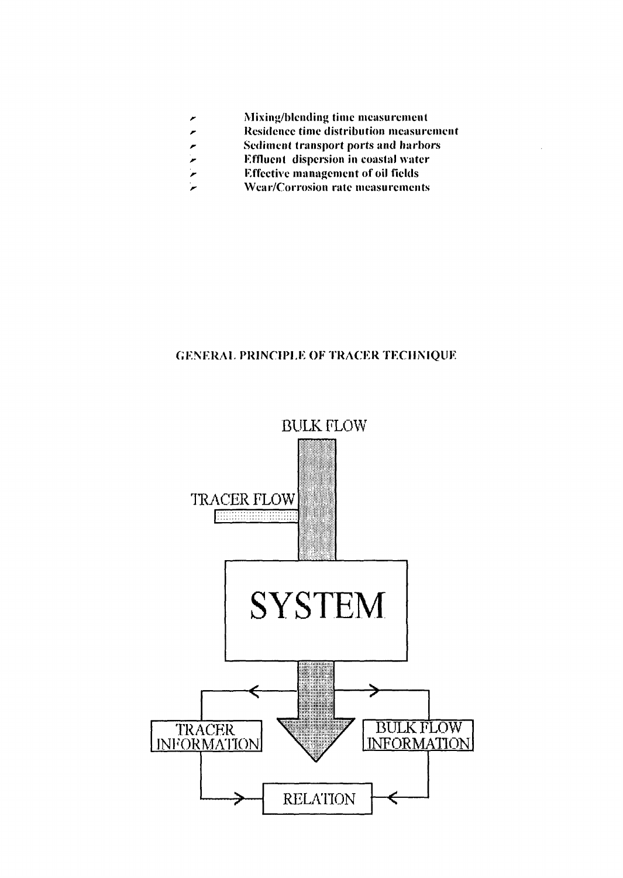- Mixing/blending time measurement
- Residence time distribution measurement
- Sediment transport ports and harbors
- Effluent dispersion in coastal water
- Effective management of oil fields
- Wear/Corrosion rate measurements

**GENERAL PRINCIPLE OF TRACER TECHNIQUE**

BULK FLOW

TRACER FLOW

SYSTEM

TRACER INFORMATION

BULK FLOW INFORMATION

RELATION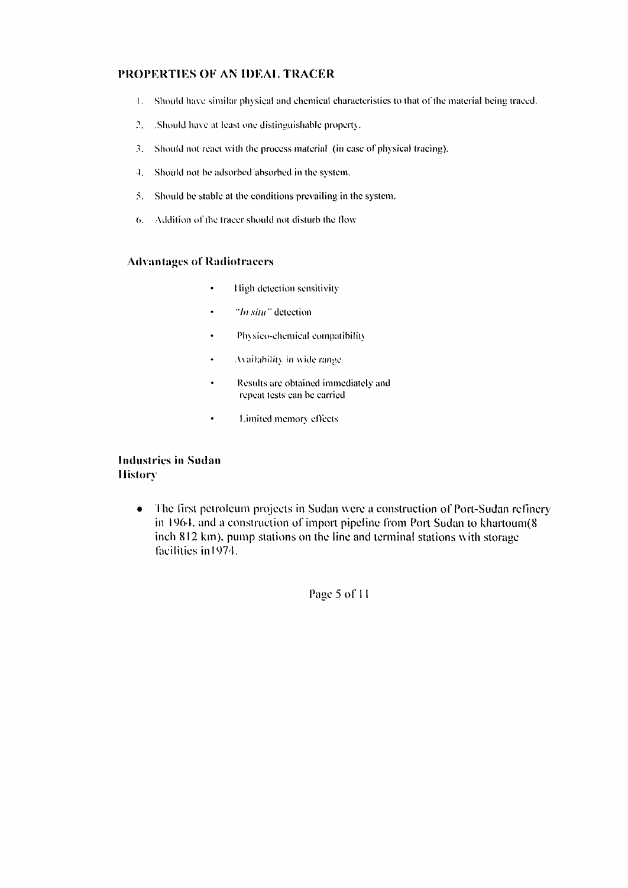## PROPERTIES OF AN IDEAL TRACER

1. Should have similar physical and chemical characteristics to that of the material being traced.
2. .Should have at least one distinguishable property.
3. Should not react with the process material (in case of physical tracing).
4. Should not be adsorbed/absorbed in the system.
5. Should be stable at the conditions prevailing in the system.
6. Addition of the tracer should not disturb the flow

### Advantages of Radiotracers

- High detection sensitivity
- *"In situ"* detection
- Physico-chemical compatibility
- Availability in wide range
- Results are obtained immediately and repeat tests can be carried
- Limited memory effects

## Industries in Sudan

### History

- The first petroleum projects in Sudan were a construction of Port-Sudan refinery in 1964, and a construction of import pipeline from Port Sudan to khartoum(8 inch 812 km), pump stations on the line and terminal stations with storage facilities in1974.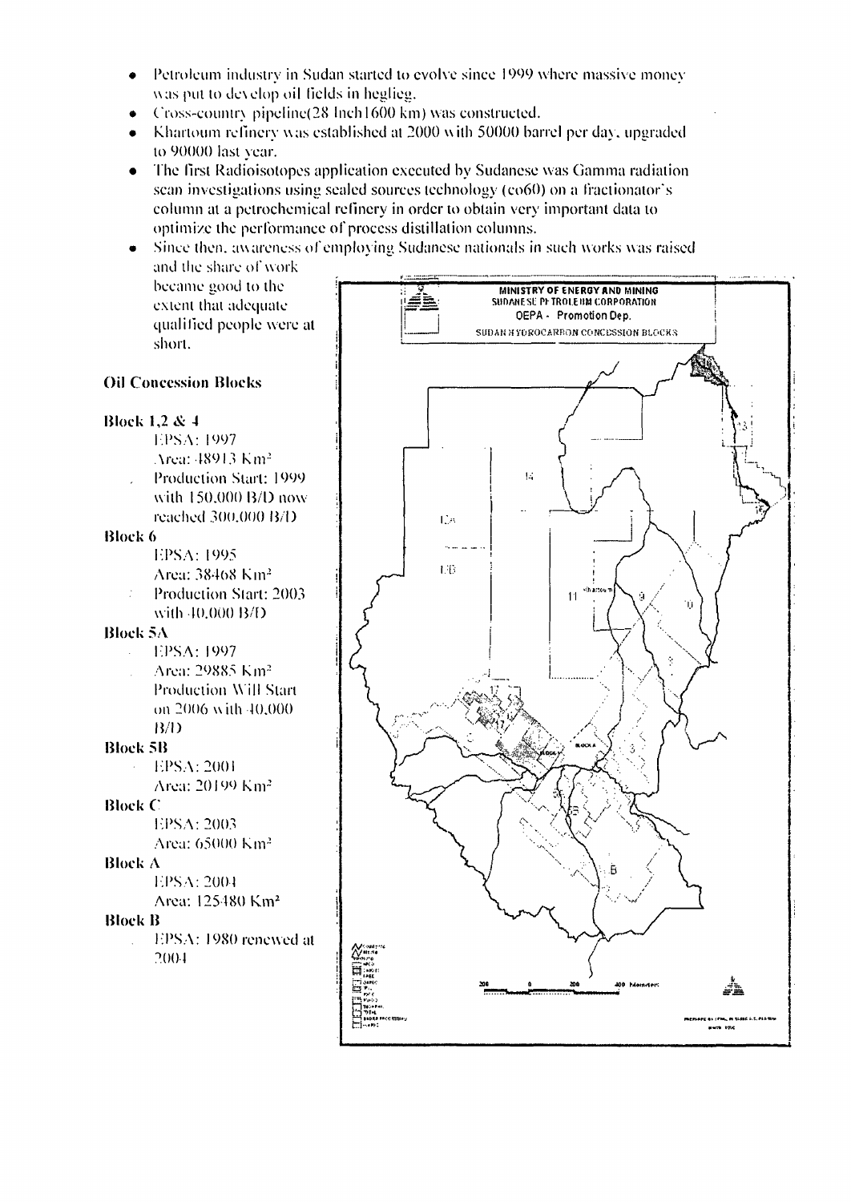- Petroleum industry in Sudan started to evolve since 1999 where massive money was put to develop oil fields in heglieg.
- Cross-country pipeline(28 Inch1600 km) was constructed.
- Khartoum refinery was established at 2000 with 50000 barrel per day, upgraded to 90000 last year.
- The first Radioisotopes application executed by Sudanese was Gamma radiation scan investigations using sealed sources technology (co60) on a fractionator's column at a petrochemical refinery in order to obtain very important data to optimize the performance of process distillation columns.
- Since then, awareness of employing Sudanese nationals in such works was raised and the share of work became good to the extent that adequate qualified people were at short.

### Oil Concession Blocks

**Block 1,2 & 4**

- EPSA: 1997
- Area: 48913 Km²
- Production Start: 1999 with 150,000 B/D now reached 300,000 B/D

**Block 6**

- EPSA: 1995
- Area: 38468 Km²
- Production Start: 2003 with 40,000 B/D

**Block 5A**

- EPSA: 1997
- Area: 29885 Km²
- Production Will Start on 2006 with 40,000 B/D

**Block 5B**

- EPSA: 2001
- Area: 20199 Km²

**Block C**

- EPSA: 2003
- Area: 65000 Km²

**Block A**

- EPSA: 2004
- Area: 125480 Km²

**Block B**

- EPSA: 1980 renewed at 2004

MINISTRY OF ENERGY AND MINING
SUDANESE PETROLEUM CORPORATION
OEPA - Promotion Dep.
SUDAN HYDROCARBON CONCESSION BLOCKS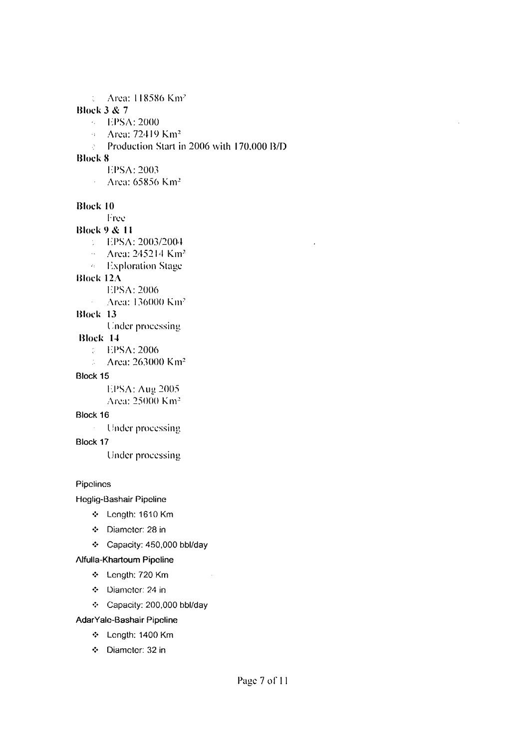- Area: 118586 Km$^2$

**Block 3 & 7**

- EPSA: 2000
- Area: 72419 Km$^2$
- Production Start in 2006 with 170,000 B/D

**Block 8**

- EPSA: 2003
- Area: 65856 Km$^2$

**Block 10**

Free

**Block 9 & 11**

- EPSA: 2003/2004
- Area: 245214 Km$^2$
- Exploration Stage

**Block 12A**

- EPSA: 2006
- Area: 136000 Km$^2$

**Block 13**

Under processing

**Block 14**

- EPSA: 2006
- Area: 263000 Km$^2$

Block 15

- EPSA: Aug 2005
- Area: 25000 Km$^2$

Block 16

- Under processing

Block 17

Under processing

Pipelines

Heglig-Bashair Pipeline

- Length: 1610 Km
- Diameter: 28 in
- Capacity: 450,000 bbl/day

Alfulla-Khartoum Pipeline

- Length: 720 Km
- Diameter: 24 in
- Capacity: 200,000 bbl/day

AdarYale-Bashair Pipeline

- Length: 1400 Km
- Diameter: 32 in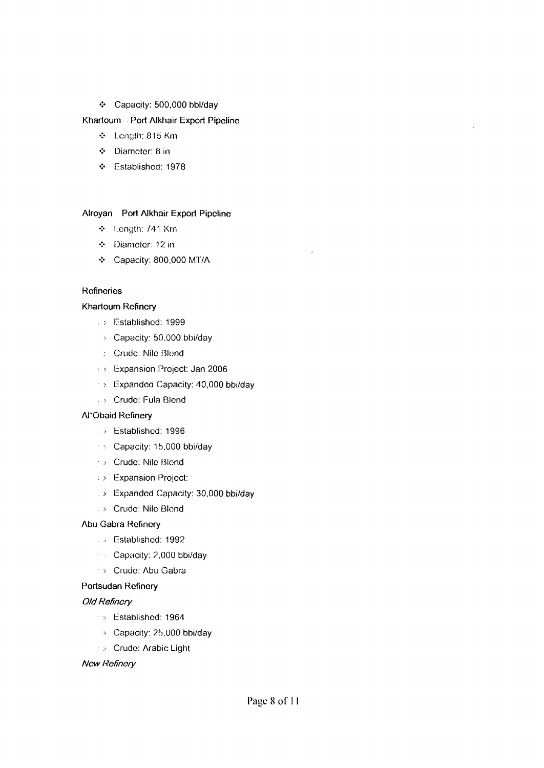- Capacity: 500,000 bbl/day

Khartoum - Port Alkhair Export Pipeline

- Length: 815 Km
- Diameter: 8 in
- Established: 1978

Alroyan Port Alkhair Export Pipeline

- Length: 741 Km
- Diameter: 12 in
- Capacity: 800,000 MT/A

Refineries

Khartoum Refinery

- Established: 1999
- Capacity: 50,000 bbl/day
- Crude: Nile Blend
- Expansion Project: Jan 2006
- Expanded Capacity: 40,000 bbl/day
- Crude: Fula Blend

Al'Obaid Refinery

- Established: 1996
- Capacity: 15,000 bbl/day
- Crude: Nile Blend
- Expansion Project:
- Expanded Capacity: 30,000 bbl/day
- Crude: Nile Blend

Abu Gabra Refinery

- Established: 1992
- Capacity: 2,000 bbl/day
- Crude: Abu Gabra

Portsudan Refinery

*Old Refinery*

- Established: 1964
- Capacity: 25,000 bbl/day
- Crude: Arabic Light

*New Refinery*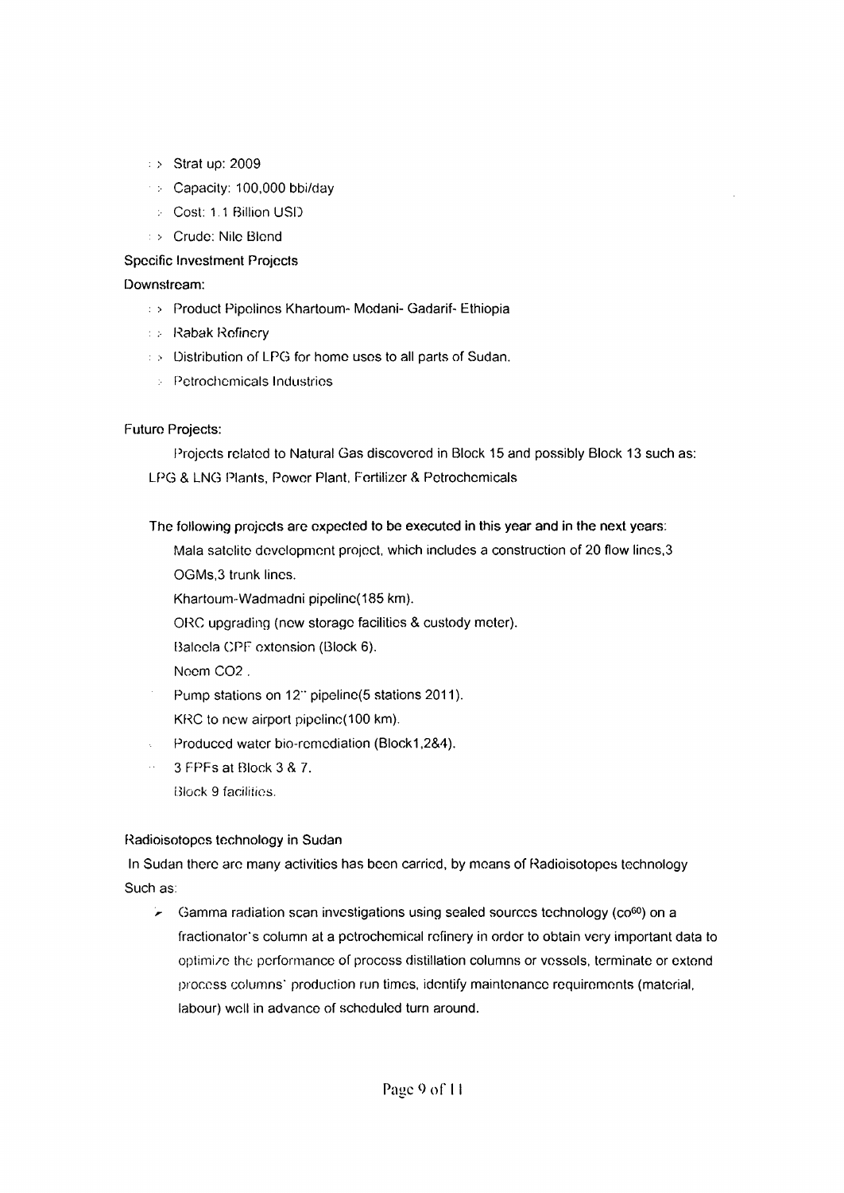- Strat up: 2009
- Capacity: 100,000 bbl/day
- Cost: 1.1 Billion USD
- Crude: Nile Blend

Specific Investment Projects

Downstream:

- Product Pipelines Khartoum- Medani- Gadarif- Ethiopia
- Rabak Refinery
- Distribution of LPG for home uses to all parts of Sudan.
- Petrochemicals Industries

Future Projects:

Projects related to Natural Gas discovered in Block 15 and possibly Block 13 such as: LPG & LNG Plants, Power Plant, Fertilizer & Petrochemicals

The following projects are expected to be executed in this year and in the next years:

- Mala satelite development project, which includes a construction of 20 flow lines,3 OGMs,3 trunk lines.
- Khartoum-Wadmadni pipeline(185 km).
- ORC upgrading (new storage facilities & custody meter).
- Baleela CPF extension (Block 6).
- Neem $CO_2$ .
- Pump stations on 12" pipeline(5 stations 2011).
- KRC to new airport pipeline(100 km).
- Produced water bio-remediation (Block1,2&4).
- 3 FPFs at Block 3 & 7.
- Block 9 facilities.

Radioisotopes technology in Sudan

In Sudan there are many activities has been carried, by means of Radioisotopes technology Such as:

- Gamma radiation scan investigations using sealed sources technology ($co^{60}$) on a fractionator's column at a petrochemical refinery in order to obtain very important data to optimize the performance of process distillation columns or vessels, terminate or extend process columns' production run times, identify maintenance requirements (material, labour) well in advance of scheduled turn around.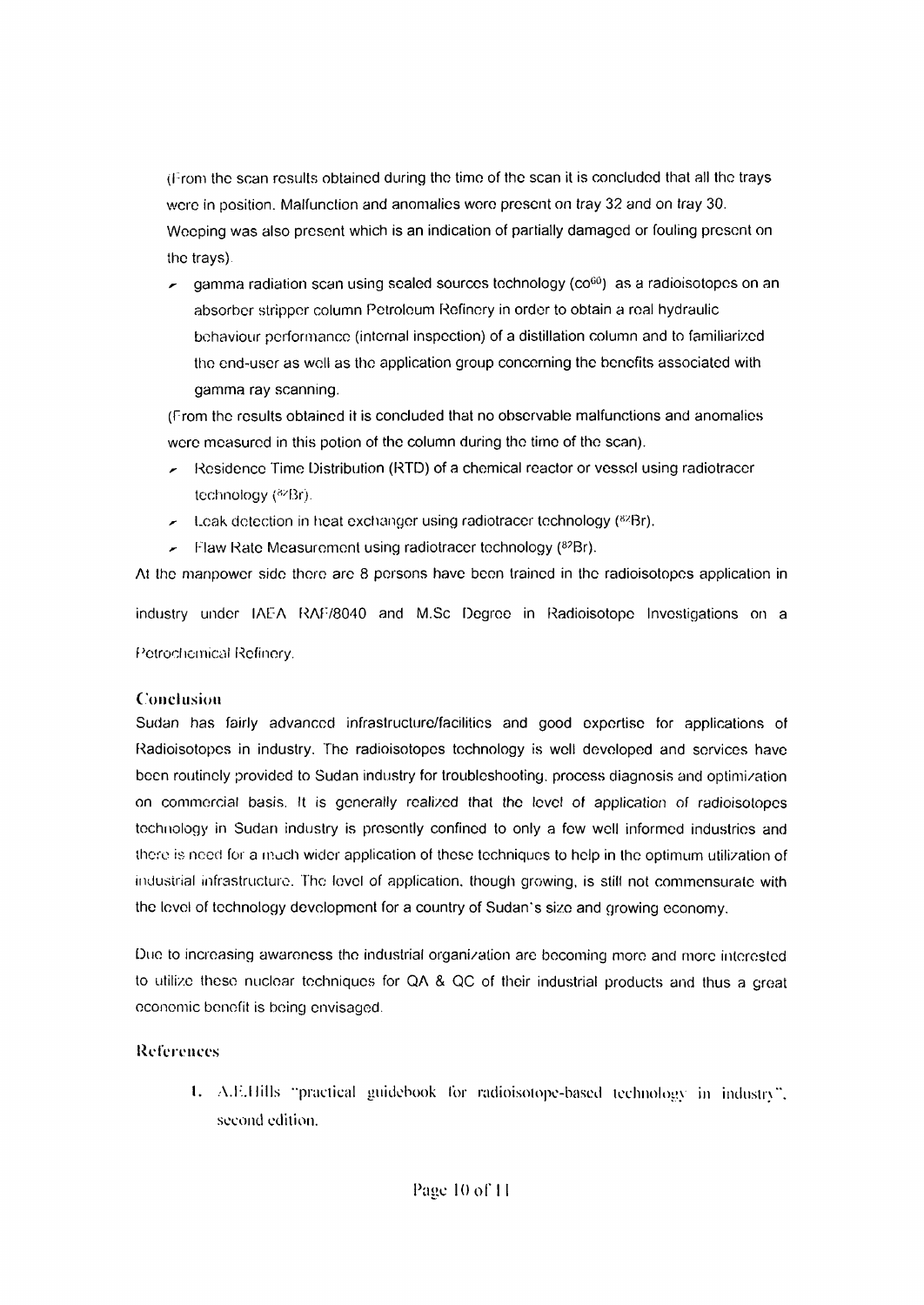(From the scan results obtained during the time of the scan it is concluded that all the trays were in position. Malfunction and anomalies were present on tray 32 and on tray 30. Weeping was also present which is an indication of partially damaged or fouling present on the trays).

- gamma radiation scan using sealed sources technology ($co^{60}$) as a radioisotopes on an absorber stripper column Petroleum Refinery in order to obtain a real hydraulic behaviour performance (internal inspection) of a distillation column and to familiarized the end-user as well as the application group concerning the benefits associated with gamma ray scanning.

(From the results obtained it is concluded that no observable malfunctions and anomalies were measured in this potion of the column during the time of the scan).

- Residence Time Distribution (RTD) of a chemical reactor or vessel using radiotracer technology ($^{82}Br$).
- Leak detection in heat exchanger using radiotracer technology ($^{82}Br$).
- Flaw Rate Measurement using radiotracer technology ($^{82}Br$).

At the manpower side there are 8 persons have been trained in the radioisotopes application in industry under IAEA RAF/8040 and M.Sc Degree in Radioisotope Investigations on a Petrochemical Refinery.

## Conclusion

Sudan has fairly advanced infrastructure/facilities and good expertise for applications of Radioisotopes in industry. The radioisotopes technology is well developed and services have been routinely provided to Sudan industry for troubleshooting, process diagnosis and optimization on commercial basis. It is generally realized that the level of application of radioisotopes technology in Sudan industry is presently confined to only a few well informed industries and there is need for a much wider application of these techniques to help in the optimum utilization of industrial infrastructure. The level of application, though growing, is still not commensurate with the level of technology development for a country of Sudan's size and growing economy.

Due to increasing awareness the industrial organization are becoming more and more interested to utilize these nuclear techniques for QA & QC of their industrial products and thus a great economic benefit is being envisaged.

## References

1. A.E.Hills "practical guidebook for radioisotope-based technology in industry", second edition.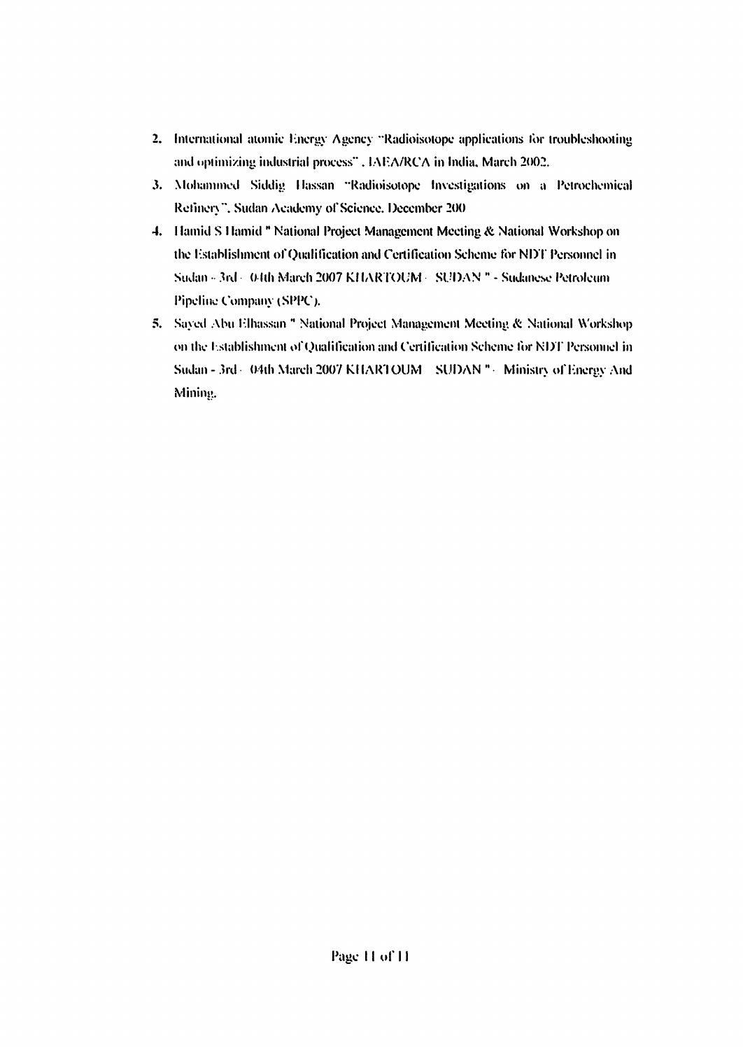2. International atomic Energy Agency "Radioisotope applications for troubleshooting and optimizing industrial process" . IAEA/RCA in India, March 2002.
3. Mohammed Siddig Hassan "Radioisotope Investigations on a Petrochemical Refinery". Sudan Academy of Science. December 200
4. Hamid S Hamid " National Project Management Meeting & National Workshop on the Establishment of Qualification and Certification Scheme for NDT Personnel in Sudan - 3rd - 04th March 2007 KHARTOUM - SUDAN " - Sudanese Petroleum Pipeline Company (SPPC).
5. Sayed Abu Elhassan " National Project Management Meeting & National Workshop on the Establishment of Qualification and Certification Scheme for NDT Personnel in Sudan - 3rd - 04th March 2007 KHARTOUM - SUDAN " - Ministry of Energy And Mining.